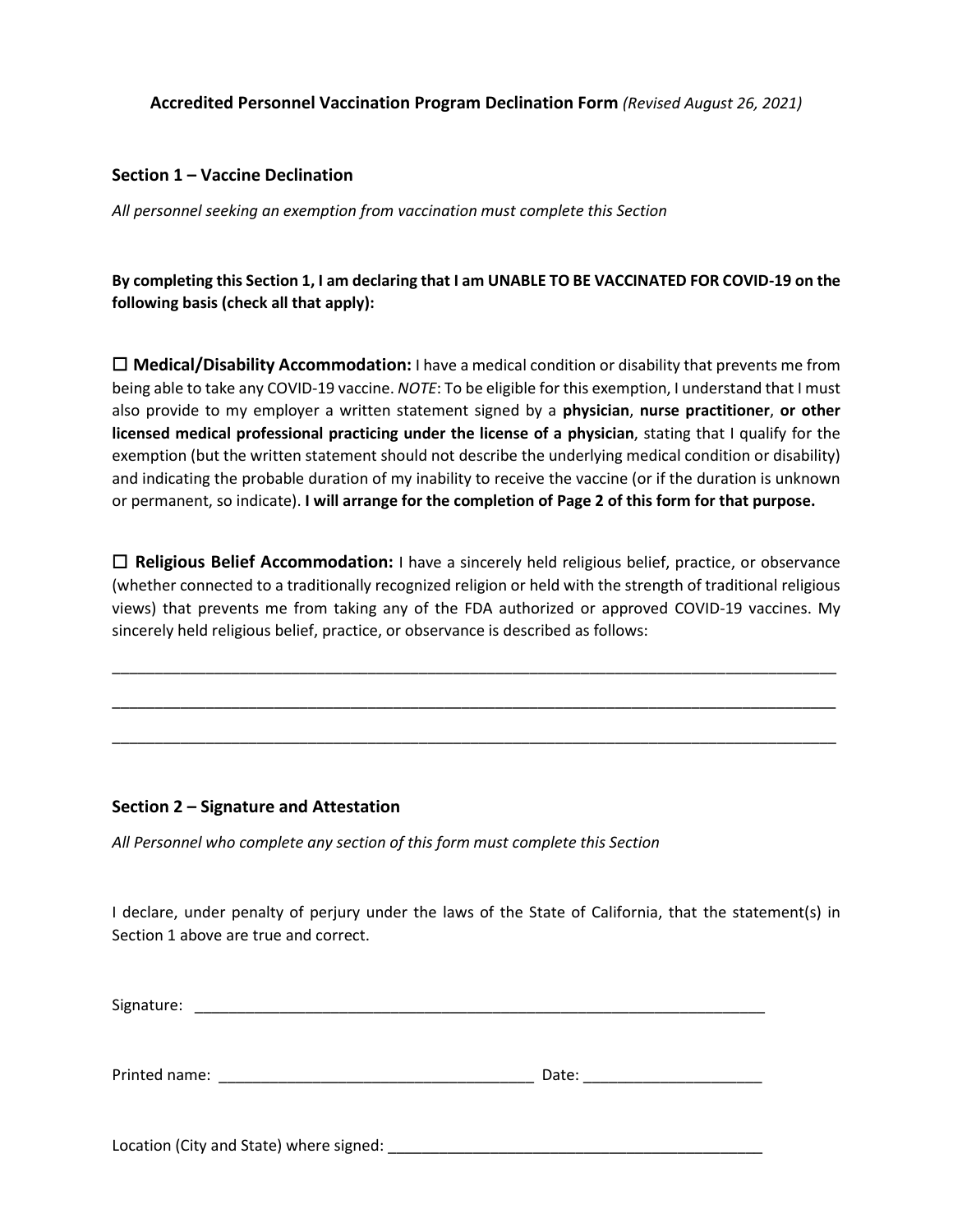**Accredited Personnel Vaccination Program Declination Form** *(Revised August 26, 2021)*

## Section 1 – Vaccine Declination

*All personnel seeking an exemption from vaccination must complete this Section*

**By completing this Section 1, I am declaring that I am UNABLE TO BE VACCINATED FOR COVID-19 on the following basis (check all that apply):**

☐ **Medical/Disability Accommodation:** I have a medical condition or disability that prevents me from being able to take any COVID-19 vaccine. *NOTE*: To be eligible for this exemption, I understand that I must also provide to my employer a written statement signed by a **physician**, **nurse practitioner**, **or other licensed medical professional practicing under the license of a physician**, stating that I qualify for the exemption (but the written statement should not describe the underlying medical condition or disability) and indicating the probable duration of my inability to receive the vaccine (or if the duration is unknown or permanent, so indicate). **I will arrange for the completion of Page 2 of this form for that purpose.**

☐ **Religious Belief Accommodation:** I have a sincerely held religious belief, practice, or observance (whether connected to a traditionally recognized religion or held with the strength of traditional religious views) that prevents me from taking any of the FDA authorized or approved COVID-19 vaccines. My sincerely held religious belief, practice, or observance is described as follows:

____________________________________________________________________________________

____________________________________________________________________________________

____________________________________________________________________________________

## Section 2 – Signature and Attestation

*All Personnel who complete any section of this form must complete this Section*

I declare, under penalty of perjury under the laws of the State of California, that the statement(s) in Section 1 above are true and correct.

Signature: ______________________________________________________________________

Printed name: _____________________________________ Date: _____________________

Location (City and State) where signed: _____________________________________________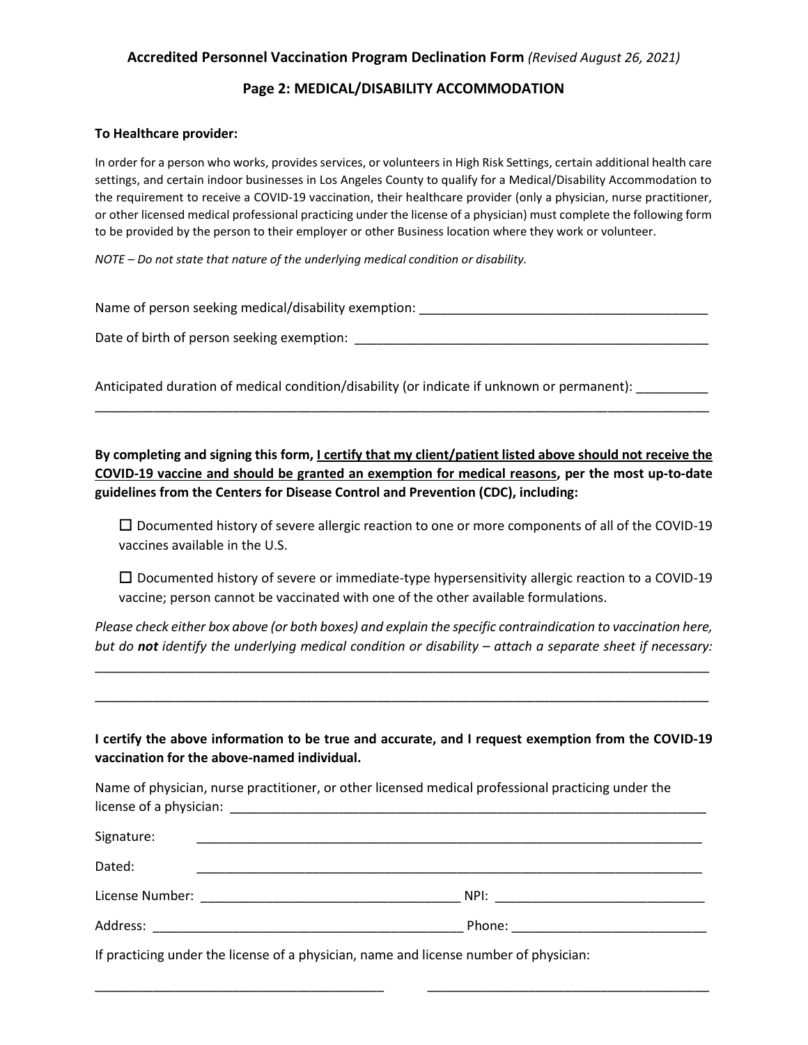**Accredited Personnel Vaccination Program Declination Form** *(Revised August 26, 2021)*

## Page 2: MEDICAL/DISABILITY ACCOMMODATION

**To Healthcare provider:**

In order for a person who works, provides services, or volunteers in High Risk Settings, certain additional health care settings, and certain indoor businesses in Los Angeles County to qualify for a Medical/Disability Accommodation to the requirement to receive a COVID-19 vaccination, their healthcare provider (only a physician, nurse practitioner, or other licensed medical professional practicing under the license of a physician) must complete the following form to be provided by the person to their employer or other Business location where they work or volunteer.

*NOTE – Do not state that nature of the underlying medical condition or disability.*

Name of person seeking medical/disability exemption: ________________________________________

Date of birth of person seeking exemption: ___________________________________________________

Anticipated duration of medical condition/disability (or indicate if unknown or permanent): __________
_________________________________________________________________________________________

**By completing and signing this form, <u>I certify that my client/patient listed above should not receive the COVID-19 vaccine and should be granted an exemption for medical reasons</u>, per the most up-to-date guidelines from the Centers for Disease Control and Prevention (CDC), including:**

☐ Documented history of severe allergic reaction to one or more components of all of the COVID-19 vaccines available in the U.S.

☐ Documented history of severe or immediate-type hypersensitivity allergic reaction to a COVID-19 vaccine; person cannot be vaccinated with one of the other available formulations.

*Please check either box above (or both boxes) and explain the specific contraindication to vaccination here, but do **not** identify the underlying medical condition or disability – attach a separate sheet if necessary:*

_________________________________________________________________________________________

_________________________________________________________________________________________

**I certify the above information to be true and accurate, and I request exemption from the COVID-19 vaccination for the above-named individual.**

Name of physician, nurse practitioner, or other licensed medical professional practicing under the license of a physician: ____________________________________________________________________

Signature: ________________________________________________________________________

Dated: ___________________________________________________________________________

License Number: ____________________________________ NPI: _____________________________

Address: ___________________________________________ Phone: __________________________

If practicing under the license of a physician, name and license number of physician:

_______________________________________ _______________________________________